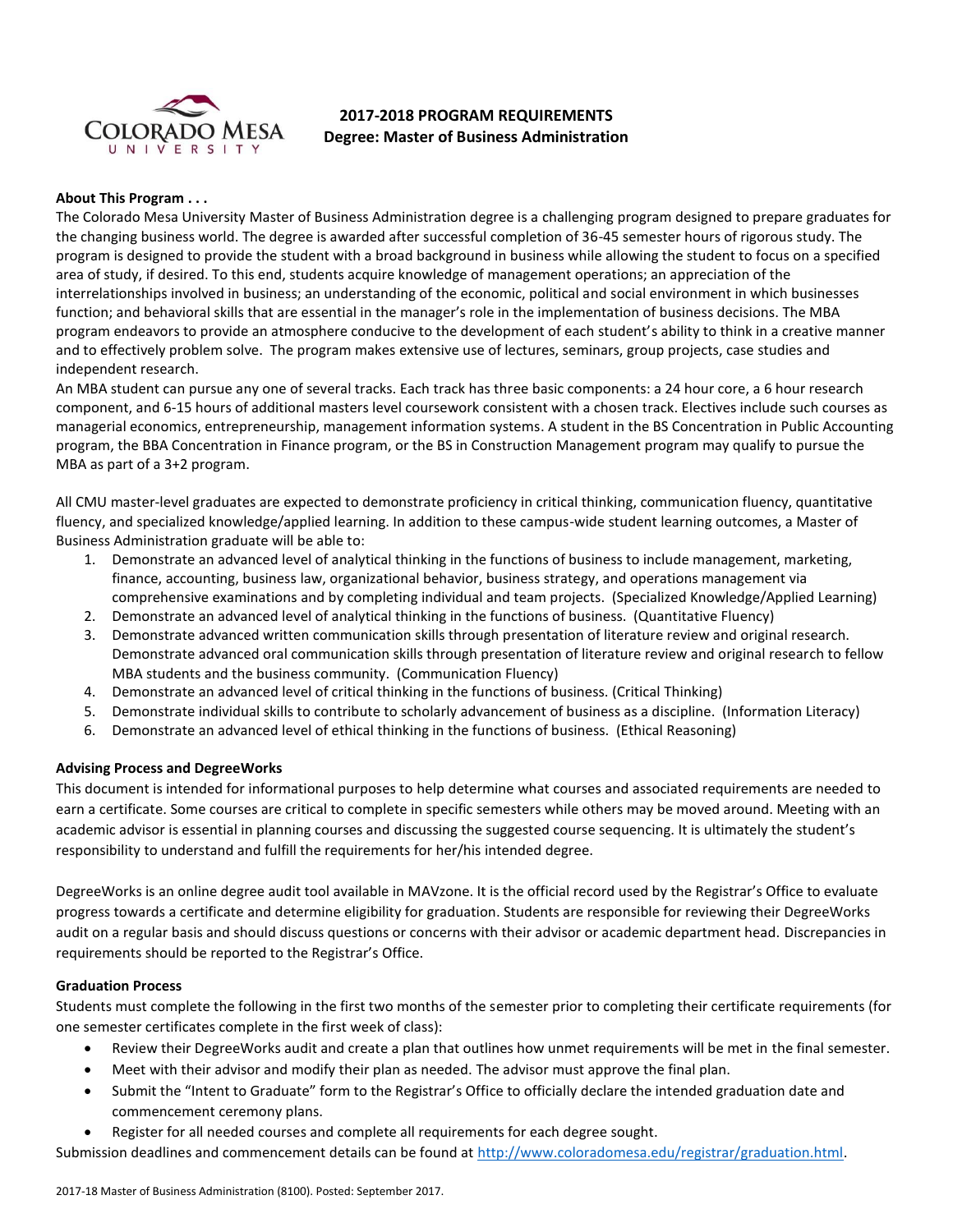# 2017-2018 PROGRAM REQUIREMENTS
## Degree: Master of Business Administration

**About This Program . . .**

The Colorado Mesa University Master of Business Administration degree is a challenging program designed to prepare graduates for the changing business world. The degree is awarded after successful completion of 36-45 semester hours of rigorous study. The program is designed to provide the student with a broad background in business while allowing the student to focus on a specified area of study, if desired. To this end, students acquire knowledge of management operations; an appreciation of the interrelationships involved in business; an understanding of the economic, political and social environment in which businesses function; and behavioral skills that are essential in the manager's role in the implementation of business decisions. The MBA program endeavors to provide an atmosphere conducive to the development of each student's ability to think in a creative manner and to effectively problem solve. The program makes extensive use of lectures, seminars, group projects, case studies and independent research.

An MBA student can pursue any one of several tracks. Each track has three basic components: a 24 hour core, a 6 hour research component, and 6-15 hours of additional masters level coursework consistent with a chosen track. Electives include such courses as managerial economics, entrepreneurship, management information systems. A student in the BS Concentration in Public Accounting program, the BBA Concentration in Finance program, or the BS in Construction Management program may qualify to pursue the MBA as part of a 3+2 program.

All CMU master-level graduates are expected to demonstrate proficiency in critical thinking, communication fluency, quantitative fluency, and specialized knowledge/applied learning. In addition to these campus-wide student learning outcomes, a Master of Business Administration graduate will be able to:

1. Demonstrate an advanced level of analytical thinking in the functions of business to include management, marketing, finance, accounting, business law, organizational behavior, business strategy, and operations management via comprehensive examinations and by completing individual and team projects. (Specialized Knowledge/Applied Learning)
2. Demonstrate an advanced level of analytical thinking in the functions of business. (Quantitative Fluency)
3. Demonstrate advanced written communication skills through presentation of literature review and original research. Demonstrate advanced oral communication skills through presentation of literature review and original research to fellow MBA students and the business community. (Communication Fluency)
4. Demonstrate an advanced level of critical thinking in the functions of business. (Critical Thinking)
5. Demonstrate individual skills to contribute to scholarly advancement of business as a discipline. (Information Literacy)
6. Demonstrate an advanced level of ethical thinking in the functions of business. (Ethical Reasoning)

**Advising Process and DegreeWorks**

This document is intended for informational purposes to help determine what courses and associated requirements are needed to earn a certificate. Some courses are critical to complete in specific semesters while others may be moved around. Meeting with an academic advisor is essential in planning courses and discussing the suggested course sequencing. It is ultimately the student's responsibility to understand and fulfill the requirements for her/his intended degree.

DegreeWorks is an online degree audit tool available in MAVzone. It is the official record used by the Registrar's Office to evaluate progress towards a certificate and determine eligibility for graduation. Students are responsible for reviewing their DegreeWorks audit on a regular basis and should discuss questions or concerns with their advisor or academic department head. Discrepancies in requirements should be reported to the Registrar's Office.

**Graduation Process**

Students must complete the following in the first two months of the semester prior to completing their certificate requirements (for one semester certificates complete in the first week of class):

- Review their DegreeWorks audit and create a plan that outlines how unmet requirements will be met in the final semester.
- Meet with their advisor and modify their plan as needed. The advisor must approve the final plan.
- Submit the "Intent to Graduate" form to the Registrar's Office to officially declare the intended graduation date and commencement ceremony plans.
- Register for all needed courses and complete all requirements for each degree sought.

Submission deadlines and commencement details can be found at http://www.coloradomesa.edu/registrar/graduation.html.

2017-18 Master of Business Administration (8100). Posted: September 2017.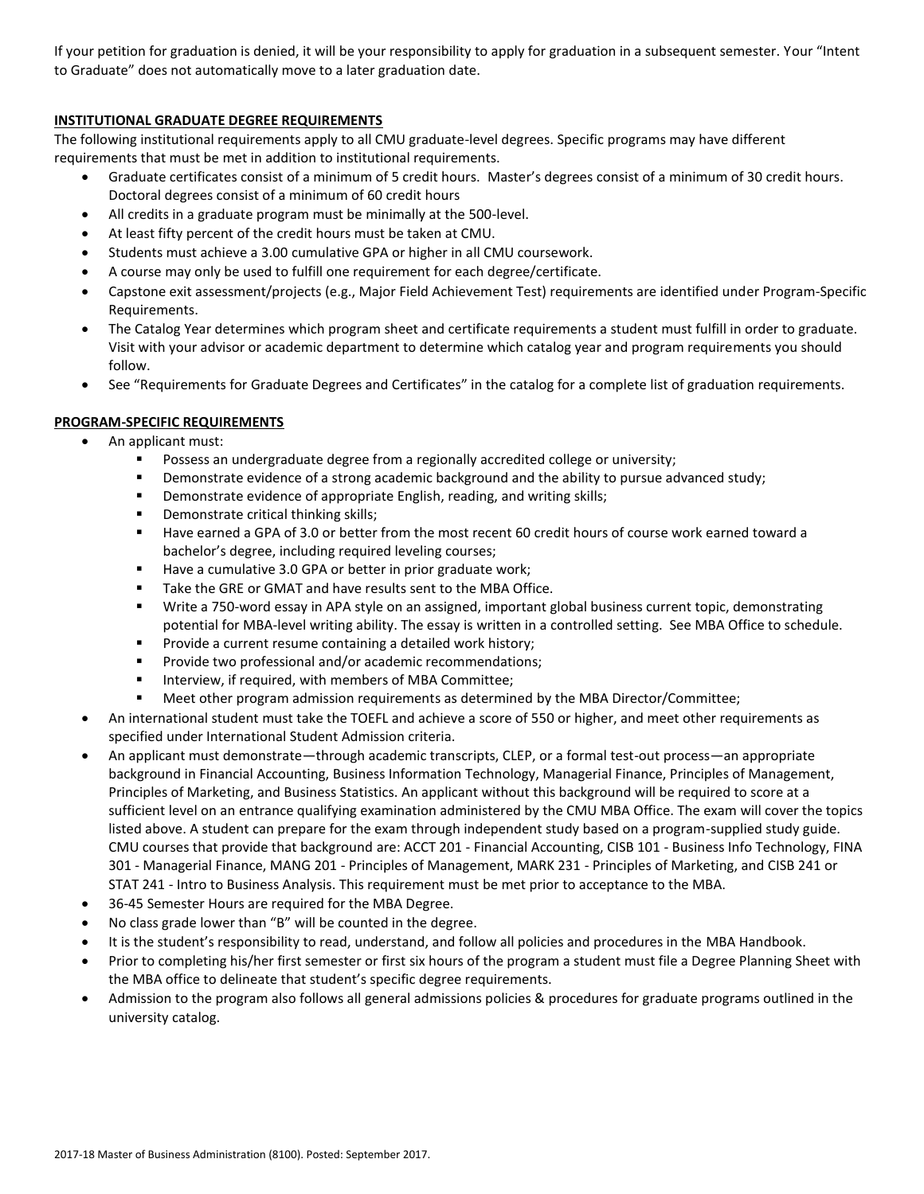If your petition for graduation is denied, it will be your responsibility to apply for graduation in a subsequent semester. Your "Intent to Graduate" does not automatically move to a later graduation date.

## INSTITUTIONAL GRADUATE DEGREE REQUIREMENTS

The following institutional requirements apply to all CMU graduate-level degrees. Specific programs may have different requirements that must be met in addition to institutional requirements.

- Graduate certificates consist of a minimum of 5 credit hours. Master's degrees consist of a minimum of 30 credit hours. Doctoral degrees consist of a minimum of 60 credit hours
- All credits in a graduate program must be minimally at the 500-level.
- At least fifty percent of the credit hours must be taken at CMU.
- Students must achieve a 3.00 cumulative GPA or higher in all CMU coursework.
- A course may only be used to fulfill one requirement for each degree/certificate.
- Capstone exit assessment/projects (e.g., Major Field Achievement Test) requirements are identified under Program-Specific Requirements.
- The Catalog Year determines which program sheet and certificate requirements a student must fulfill in order to graduate. Visit with your advisor or academic department to determine which catalog year and program requirements you should follow.
- See "Requirements for Graduate Degrees and Certificates" in the catalog for a complete list of graduation requirements.

## PROGRAM-SPECIFIC REQUIREMENTS

- An applicant must:
  - Possess an undergraduate degree from a regionally accredited college or university;
  - Demonstrate evidence of a strong academic background and the ability to pursue advanced study;
  - Demonstrate evidence of appropriate English, reading, and writing skills;
  - Demonstrate critical thinking skills;
  - Have earned a GPA of 3.0 or better from the most recent 60 credit hours of course work earned toward a bachelor's degree, including required leveling courses;
  - Have a cumulative 3.0 GPA or better in prior graduate work;
  - Take the GRE or GMAT and have results sent to the MBA Office.
  - Write a 750-word essay in APA style on an assigned, important global business current topic, demonstrating potential for MBA-level writing ability. The essay is written in a controlled setting. See MBA Office to schedule.
  - Provide a current resume containing a detailed work history;
  - Provide two professional and/or academic recommendations;
  - Interview, if required, with members of MBA Committee;
  - Meet other program admission requirements as determined by the MBA Director/Committee;
- An international student must take the TOEFL and achieve a score of 550 or higher, and meet other requirements as specified under International Student Admission criteria.
- An applicant must demonstrate—through academic transcripts, CLEP, or a formal test-out process—an appropriate background in Financial Accounting, Business Information Technology, Managerial Finance, Principles of Management, Principles of Marketing, and Business Statistics. An applicant without this background will be required to score at a sufficient level on an entrance qualifying examination administered by the CMU MBA Office. The exam will cover the topics listed above. A student can prepare for the exam through independent study based on a program-supplied study guide. CMU courses that provide that background are: ACCT 201 - Financial Accounting, CISB 101 - Business Info Technology, FINA 301 - Managerial Finance, MANG 201 - Principles of Management, MARK 231 - Principles of Marketing, and CISB 241 or STAT 241 - Intro to Business Analysis. This requirement must be met prior to acceptance to the MBA.
- 36-45 Semester Hours are required for the MBA Degree.
- No class grade lower than "B" will be counted in the degree.
- It is the student's responsibility to read, understand, and follow all policies and procedures in the MBA Handbook.
- Prior to completing his/her first semester or first six hours of the program a student must file a Degree Planning Sheet with the MBA office to delineate that student's specific degree requirements.
- Admission to the program also follows all general admissions policies & procedures for graduate programs outlined in the university catalog.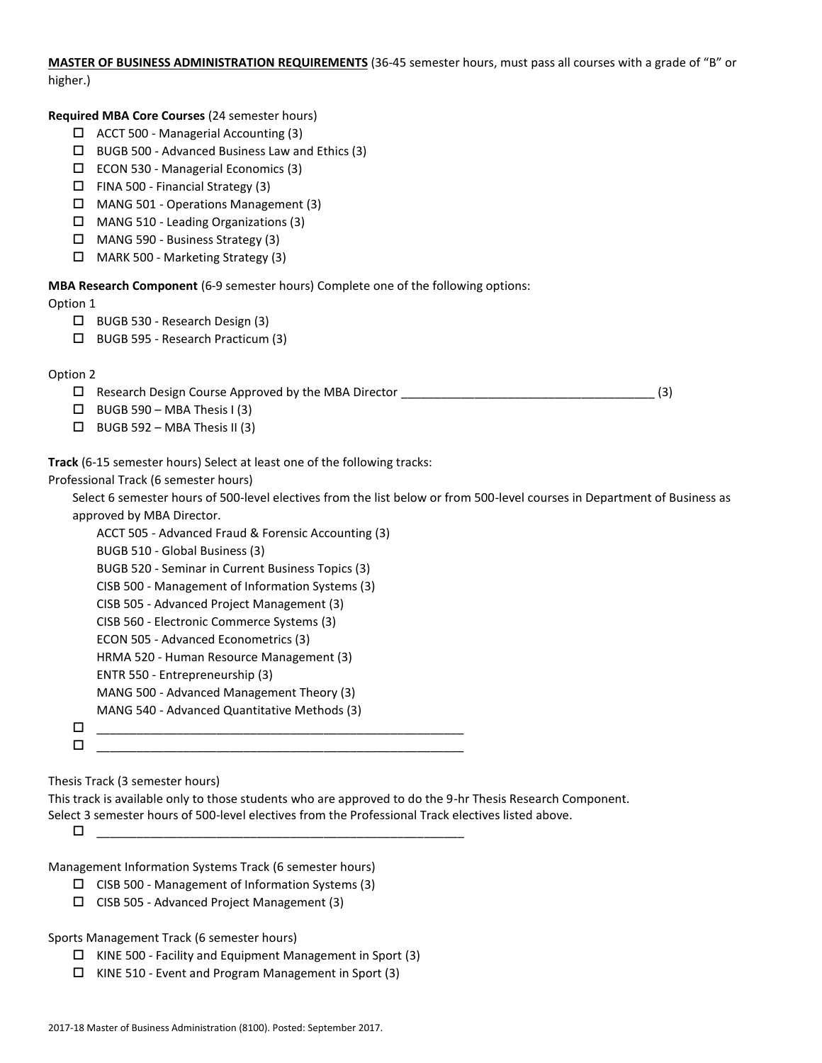**MASTER OF BUSINESS ADMINISTRATION REQUIREMENTS** (36-45 semester hours, must pass all courses with a grade of "B" or higher.)

**Required MBA Core Courses** (24 semester hours)

- ☐ ACCT 500 - Managerial Accounting (3)
- ☐ BUGB 500 - Advanced Business Law and Ethics (3)
- ☐ ECON 530 - Managerial Economics (3)
- ☐ FINA 500 - Financial Strategy (3)
- ☐ MANG 501 - Operations Management (3)
- ☐ MANG 510 - Leading Organizations (3)
- ☐ MANG 590 - Business Strategy (3)
- ☐ MARK 500 - Marketing Strategy (3)

**MBA Research Component** (6-9 semester hours) Complete one of the following options:

Option 1

- ☐ BUGB 530 - Research Design (3)
- ☐ BUGB 595 - Research Practicum (3)

Option 2

- ☐ Research Design Course Approved by the MBA Director ______________________________________ (3)
- ☐ BUGB 590 – MBA Thesis I (3)
- ☐ BUGB 592 – MBA Thesis II (3)

**Track** (6-15 semester hours) Select at least one of the following tracks:

Professional Track (6 semester hours)

Select 6 semester hours of 500-level electives from the list below or from 500-level courses in Department of Business as approved by MBA Director.

ACCT 505 - Advanced Fraud & Forensic Accounting (3)
BUGB 510 - Global Business (3)
BUGB 520 - Seminar in Current Business Topics (3)
CISB 500 - Management of Information Systems (3)
CISB 505 - Advanced Project Management (3)
CISB 560 - Electronic Commerce Systems (3)
ECON 505 - Advanced Econometrics (3)
HRMA 520 - Human Resource Management (3)
ENTR 550 - Entrepreneurship (3)
MANG 500 - Advanced Management Theory (3)
MANG 540 - Advanced Quantitative Methods (3)

- ☐ ________________________________________________________
- ☐ ________________________________________________________

Thesis Track (3 semester hours)

This track is available only to those students who are approved to do the 9-hr Thesis Research Component.
Select 3 semester hours of 500-level electives from the Professional Track electives listed above.

- ☐ ________________________________________________________

Management Information Systems Track (6 semester hours)

- ☐ CISB 500 - Management of Information Systems (3)
- ☐ CISB 505 - Advanced Project Management (3)

Sports Management Track (6 semester hours)

- ☐ KINE 500 - Facility and Equipment Management in Sport (3)
- ☐ KINE 510 - Event and Program Management in Sport (3)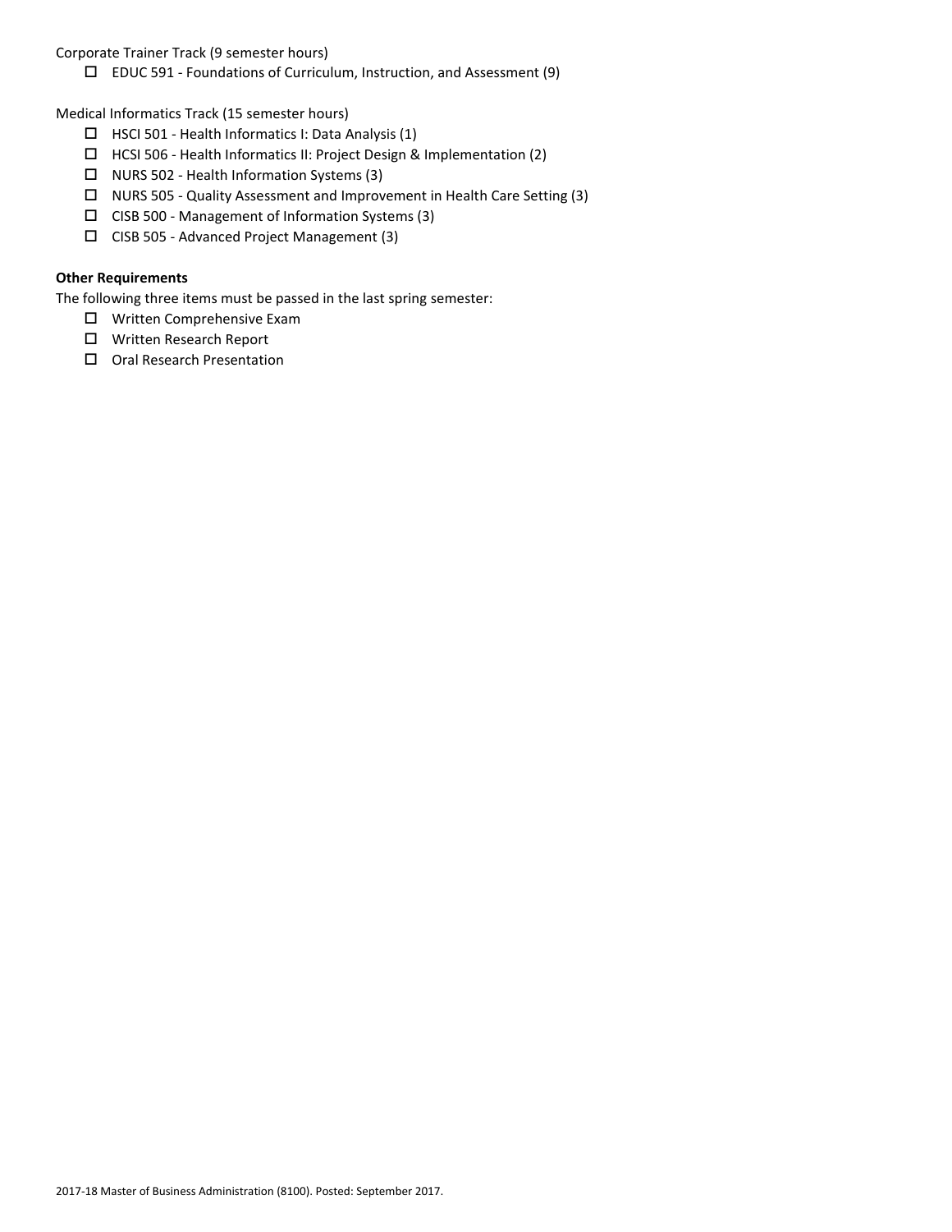Corporate Trainer Track (9 semester hours)

- ☐ EDUC 591 - Foundations of Curriculum, Instruction, and Assessment (9)

Medical Informatics Track (15 semester hours)

- ☐ HSCI 501 - Health Informatics I: Data Analysis (1)
- ☐ HCSI 506 - Health Informatics II: Project Design & Implementation (2)
- ☐ NURS 502 - Health Information Systems (3)
- ☐ NURS 505 - Quality Assessment and Improvement in Health Care Setting (3)
- ☐ CISB 500 - Management of Information Systems (3)
- ☐ CISB 505 - Advanced Project Management (3)

**Other Requirements**

The following three items must be passed in the last spring semester:

- ☐ Written Comprehensive Exam
- ☐ Written Research Report
- ☐ Oral Research Presentation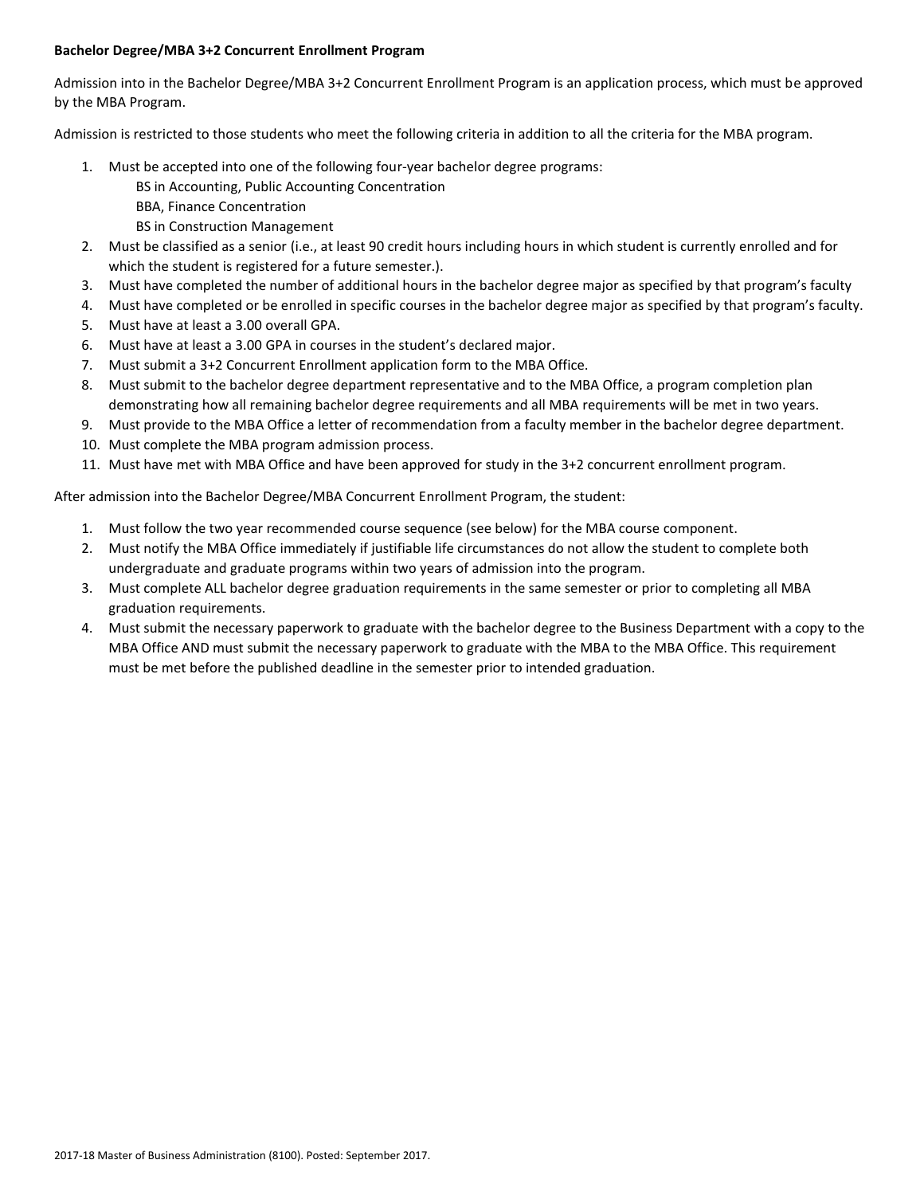**Bachelor Degree/MBA 3+2 Concurrent Enrollment Program**

Admission into in the Bachelor Degree/MBA 3+2 Concurrent Enrollment Program is an application process, which must be approved by the MBA Program.

Admission is restricted to those students who meet the following criteria in addition to all the criteria for the MBA program.

1. Must be accepted into one of the following four-year bachelor degree programs:
   - BS in Accounting, Public Accounting Concentration
   - BBA, Finance Concentration
   - BS in Construction Management
2. Must be classified as a senior (i.e., at least 90 credit hours including hours in which student is currently enrolled and for which the student is registered for a future semester.).
3. Must have completed the number of additional hours in the bachelor degree major as specified by that program's faculty
4. Must have completed or be enrolled in specific courses in the bachelor degree major as specified by that program's faculty.
5. Must have at least a 3.00 overall GPA.
6. Must have at least a 3.00 GPA in courses in the student's declared major.
7. Must submit a 3+2 Concurrent Enrollment application form to the MBA Office.
8. Must submit to the bachelor degree department representative and to the MBA Office, a program completion plan demonstrating how all remaining bachelor degree requirements and all MBA requirements will be met in two years.
9. Must provide to the MBA Office a letter of recommendation from a faculty member in the bachelor degree department.
10. Must complete the MBA program admission process.
11. Must have met with MBA Office and have been approved for study in the 3+2 concurrent enrollment program.

After admission into the Bachelor Degree/MBA Concurrent Enrollment Program, the student:

1. Must follow the two year recommended course sequence (see below) for the MBA course component.
2. Must notify the MBA Office immediately if justifiable life circumstances do not allow the student to complete both undergraduate and graduate programs within two years of admission into the program.
3. Must complete ALL bachelor degree graduation requirements in the same semester or prior to completing all MBA graduation requirements.
4. Must submit the necessary paperwork to graduate with the bachelor degree to the Business Department with a copy to the MBA Office AND must submit the necessary paperwork to graduate with the MBA to the MBA Office. This requirement must be met before the published deadline in the semester prior to intended graduation.

2017-18 Master of Business Administration (8100). Posted: September 2017.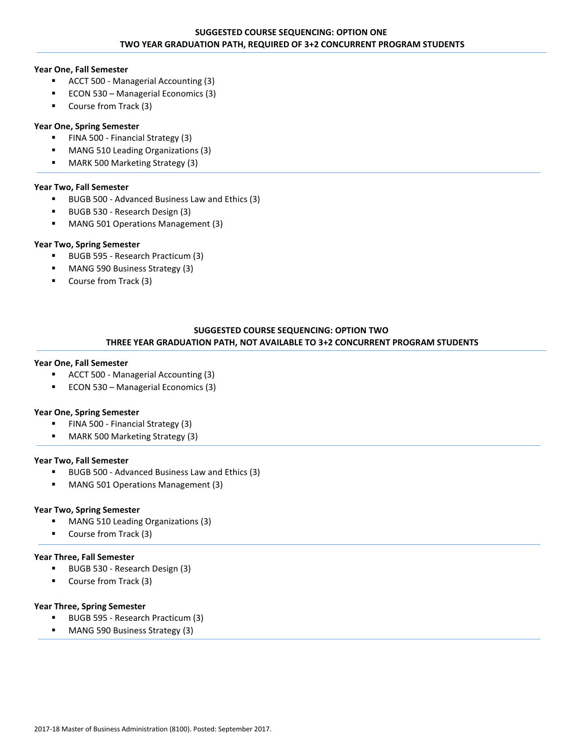## SUGGESTED COURSE SEQUENCING: OPTION ONE
## TWO YEAR GRADUATION PATH, REQUIRED OF 3+2 CONCURRENT PROGRAM STUDENTS

**Year One, Fall Semester**
- ACCT 500 - Managerial Accounting (3)
- ECON 530 – Managerial Economics (3)
- Course from Track (3)

**Year One, Spring Semester**
- FINA 500 - Financial Strategy (3)
- MANG 510 Leading Organizations (3)
- MARK 500 Marketing Strategy (3)

**Year Two, Fall Semester**
- BUGB 500 - Advanced Business Law and Ethics (3)
- BUGB 530 - Research Design (3)
- MANG 501 Operations Management (3)

**Year Two, Spring Semester**
- BUGB 595 - Research Practicum (3)
- MANG 590 Business Strategy (3)
- Course from Track (3)

## SUGGESTED COURSE SEQUENCING: OPTION TWO
## THREE YEAR GRADUATION PATH, NOT AVAILABLE TO 3+2 CONCURRENT PROGRAM STUDENTS

**Year One, Fall Semester**
- ACCT 500 - Managerial Accounting (3)
- ECON 530 – Managerial Economics (3)

**Year One, Spring Semester**
- FINA 500 - Financial Strategy (3)
- MARK 500 Marketing Strategy (3)

**Year Two, Fall Semester**
- BUGB 500 - Advanced Business Law and Ethics (3)
- MANG 501 Operations Management (3)

**Year Two, Spring Semester**
- MANG 510 Leading Organizations (3)
- Course from Track (3)

**Year Three, Fall Semester**
- BUGB 530 - Research Design (3)
- Course from Track (3)

**Year Three, Spring Semester**
- BUGB 595 - Research Practicum (3)
- MANG 590 Business Strategy (3)